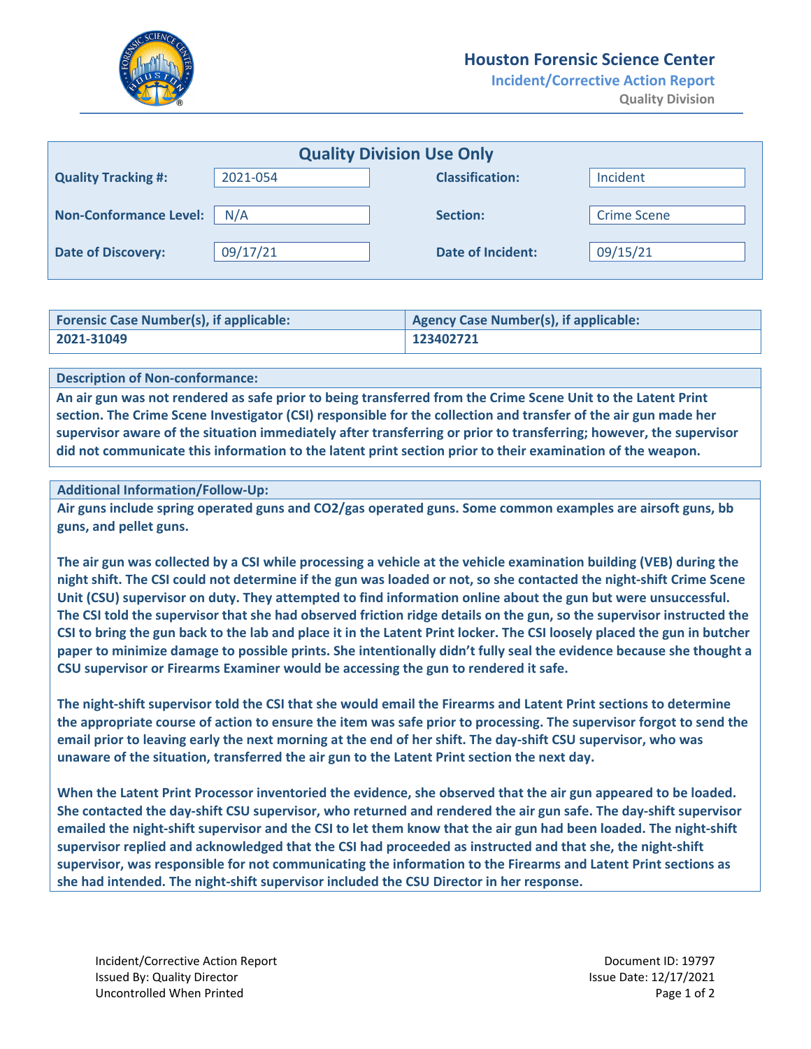# Houston Forensic Science Center

## Incident/Corrective Action Report

### Quality Division

| Quality Division Use Only | | | |
|---|---|---|---|
| **Quality Tracking #:** | 2021-054 | **Classification:** | Incident |
| **Non-Conformance Level:** | N/A | **Section:** | Crime Scene |
| **Date of Discovery:** | 09/17/21 | **Date of Incident:** | 09/15/21 |

| Forensic Case Number(s), if applicable: | Agency Case Number(s), if applicable: |
|---|---|
| **2021-31049** | **123402721** |

**Description of Non-conformance:**

**An air gun was not rendered as safe prior to being transferred from the Crime Scene Unit to the Latent Print section. The Crime Scene Investigator (CSI) responsible for the collection and transfer of the air gun made her supervisor aware of the situation immediately after transferring or prior to transferring; however, the supervisor did not communicate this information to the latent print section prior to their examination of the weapon.**

**Additional Information/Follow-Up:**

**Air guns include spring operated guns and CO2/gas operated guns. Some common examples are airsoft guns, bb guns, and pellet guns.**

**The air gun was collected by a CSI while processing a vehicle at the vehicle examination building (VEB) during the night shift. The CSI could not determine if the gun was loaded or not, so she contacted the night-shift Crime Scene Unit (CSU) supervisor on duty. They attempted to find information online about the gun but were unsuccessful. The CSI told the supervisor that she had observed friction ridge details on the gun, so the supervisor instructed the CSI to bring the gun back to the lab and place it in the Latent Print locker. The CSI loosely placed the gun in butcher paper to minimize damage to possible prints. She intentionally didn't fully seal the evidence because she thought a CSU supervisor or Firearms Examiner would be accessing the gun to rendered it safe.**

**The night-shift supervisor told the CSI that she would email the Firearms and Latent Print sections to determine the appropriate course of action to ensure the item was safe prior to processing. The supervisor forgot to send the email prior to leaving early the next morning at the end of her shift. The day-shift CSU supervisor, who was unaware of the situation, transferred the air gun to the Latent Print section the next day.**

**When the Latent Print Processor inventoried the evidence, she observed that the air gun appeared to be loaded. She contacted the day-shift CSU supervisor, who returned and rendered the air gun safe. The day-shift supervisor emailed the night-shift supervisor and the CSI to let them know that the air gun had been loaded. The night-shift supervisor replied and acknowledged that the CSI had proceeded as instructed and that she, the night-shift supervisor, was responsible for not communicating the information to the Firearms and Latent Print sections as she had intended. The night-shift supervisor included the CSU Director in her response.**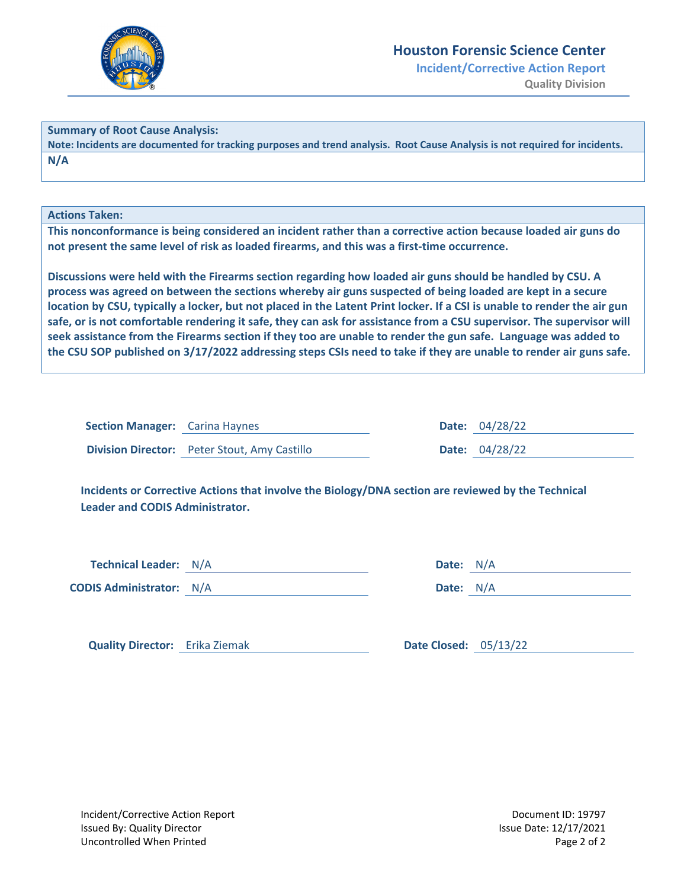**Summary of Root Cause Analysis:**

**Note: Incidents are documented for tracking purposes and trend analysis. Root Cause Analysis is not required for incidents.**

**N/A**

**Actions Taken:**

**This nonconformance is being considered an incident rather than a corrective action because loaded air guns do not present the same level of risk as loaded firearms, and this was a first-time occurrence.**

**Discussions were held with the Firearms section regarding how loaded air guns should be handled by CSU. A process was agreed on between the sections whereby air guns suspected of being loaded are kept in a secure location by CSU, typically a locker, but not placed in the Latent Print locker. If a CSI is unable to render the air gun safe, or is not comfortable rendering it safe, they can ask for assistance from a CSU supervisor. The supervisor will seek assistance from the Firearms section if they too are unable to render the gun safe. Language was added to the CSU SOP published on 3/17/2022 addressing steps CSIs need to take if they are unable to render air guns safe.**

**Section Manager:** Carina Haynes **Date:** 04/28/22

**Division Director:** Peter Stout, Amy Castillo **Date:** 04/28/22

**Incidents or Corrective Actions that involve the Biology/DNA section are reviewed by the Technical Leader and CODIS Administrator.**

**Technical Leader:** N/A **Date:** N/A

**CODIS Administrator:** N/A **Date:** N/A

**Quality Director:** Erika Ziemak **Date Closed:** 05/13/22